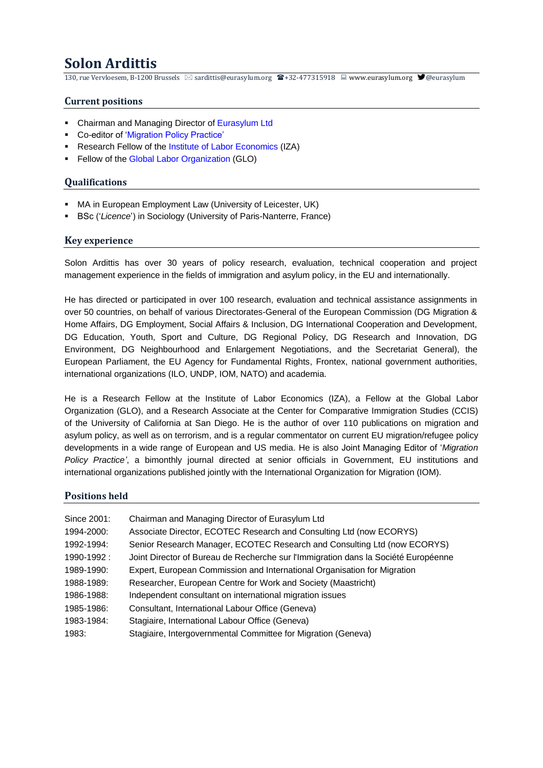# Solon Arditti

130, rue Vervloesem, B-1200 Brussels ✉ sardittis@eurasylum.org ☎+32-477315918 www.eurasylum.org @eurasylum

## Current positions

- Chairman and Managing Director of Eurasylum Ltd
- Co-editor of 'Migration Policy Practice'
- Research Fellow of the Institute of Labor Economics (IZA)
- Fellow of the Global Labor Organization (GLO)

## Qualifications

- MA in European Employment Law (University of Leicester, UK)
- BSc ('*Licence*') in Sociology (University of Paris-Nanterre, France)

## Key experience

Solon Arditti has over 30 years of policy research, evaluation, technical cooperation and project management experience in the fields of immigration and asylum policy, in the EU and internationally.

He has directed or participated in over 100 research, evaluation and technical assistance assignments in over 50 countries, on behalf of various Directorates-General of the European Commission (DG Migration & Home Affairs, DG Employment, Social Affairs & Inclusion, DG International Cooperation and Development, DG Education, Youth, Sport and Culture, DG Regional Policy, DG Research and Innovation, DG Environment, DG Neighbourhood and Enlargement Negotiations, and the Secretariat General), the European Parliament, the EU Agency for Fundamental Rights, Frontex, national government authorities, international organizations (ILO, UNDP, IOM, NATO) and academia.

He is a Research Fellow at the Institute of Labor Economics (IZA), a Fellow at the Global Labor Organization (GLO), and a Research Associate at the Center for Comparative Immigration Studies (CCIS) of the University of California at San Diego. He is the author of over 110 publications on migration and asylum policy, as well as on terrorism, and is a regular commentator on current EU migration/refugee policy developments in a wide range of European and US media. He is also Joint Managing Editor of '*Migration Policy Practice'*, a bimonthly journal directed at senior officials in Government, EU institutions and international organizations published jointly with the International Organization for Migration (IOM).

## Positions held

| | |
|---|---|
| Since 2001: | Chairman and Managing Director of Eurasylum Ltd |
| 1994-2000: | Associate Director, ECOTEC Research and Consulting Ltd (now ECORYS) |
| 1992-1994: | Senior Research Manager, ECOTEC Research and Consulting Ltd (now ECORYS) |
| 1990-1992 : | Joint Director of Bureau de Recherche sur l'Immigration dans la Société Européenne |
| 1989-1990: | Expert, European Commission and International Organisation for Migration |
| 1988-1989: | Researcher, European Centre for Work and Society (Maastricht) |
| 1986-1988: | Independent consultant on international migration issues |
| 1985-1986: | Consultant, International Labour Office (Geneva) |
| 1983-1984: | Stagiaire, International Labour Office (Geneva) |
| 1983: | Stagiaire, Intergovernmental Committee for Migration (Geneva) |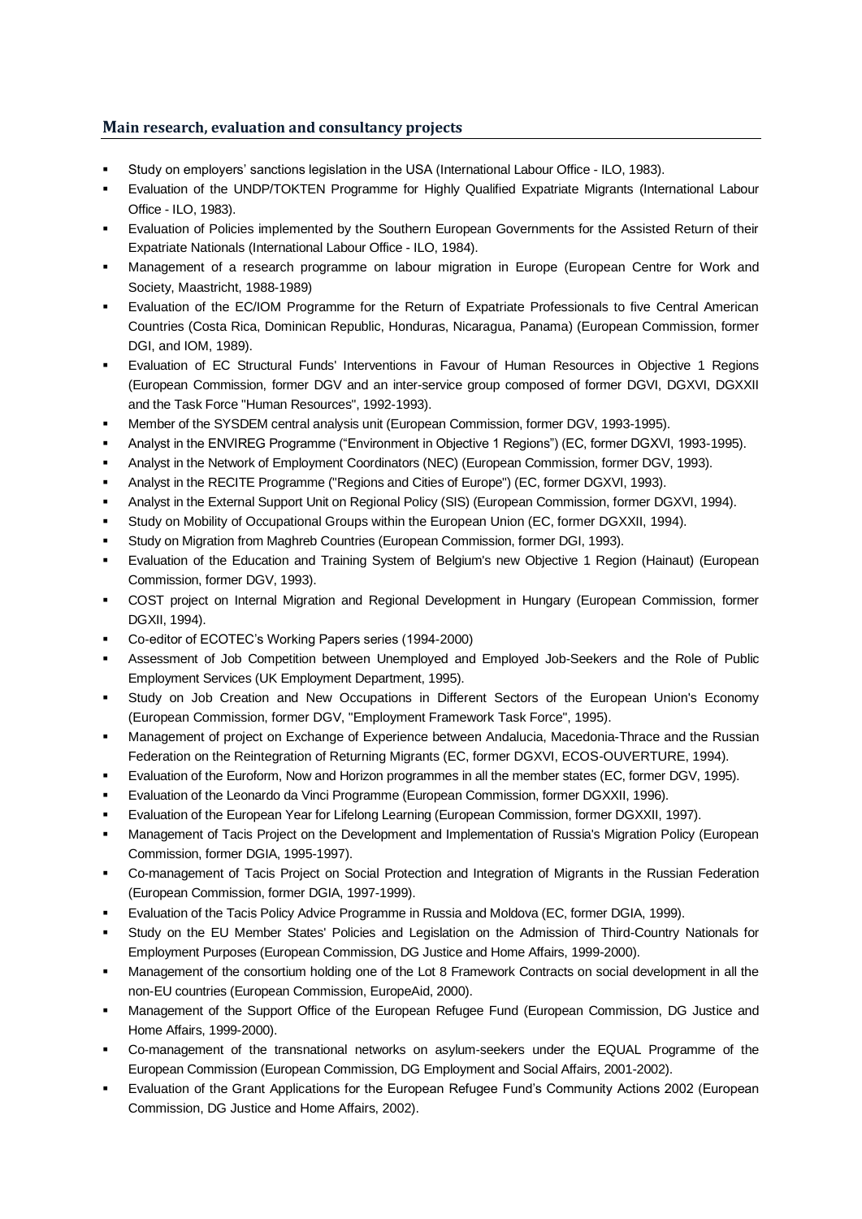## Main research, evaluation and consultancy projects

- Study on employers' sanctions legislation in the USA (International Labour Office - ILO, 1983).
- Evaluation of the UNDP/TOKTEN Programme for Highly Qualified Expatriate Migrants (International Labour Office - ILO, 1983).
- Evaluation of Policies implemented by the Southern European Governments for the Assisted Return of their Expatriate Nationals (International Labour Office - ILO, 1984).
- Management of a research programme on labour migration in Europe (European Centre for Work and Society, Maastricht, 1988-1989)
- Evaluation of the EC/IOM Programme for the Return of Expatriate Professionals to five Central American Countries (Costa Rica, Dominican Republic, Honduras, Nicaragua, Panama) (European Commission, former DGI, and IOM, 1989).
- Evaluation of EC Structural Funds' Interventions in Favour of Human Resources in Objective 1 Regions (European Commission, former DGV and an inter-service group composed of former DGVI, DGXVI, DGXXII and the Task Force "Human Resources", 1992-1993).
- Member of the SYSDEM central analysis unit (European Commission, former DGV, 1993-1995).
- Analyst in the ENVIREG Programme ("Environment in Objective 1 Regions") (EC, former DGXVI, 1993-1995).
- Analyst in the Network of Employment Coordinators (NEC) (European Commission, former DGV, 1993).
- Analyst in the RECITE Programme ("Regions and Cities of Europe") (EC, former DGXVI, 1993).
- Analyst in the External Support Unit on Regional Policy (SIS) (European Commission, former DGXVI, 1994).
- Study on Mobility of Occupational Groups within the European Union (EC, former DGXXII, 1994).
- Study on Migration from Maghreb Countries (European Commission, former DGI, 1993).
- Evaluation of the Education and Training System of Belgium's new Objective 1 Region (Hainaut) (European Commission, former DGV, 1993).
- COST project on Internal Migration and Regional Development in Hungary (European Commission, former DGXII, 1994).
- Co-editor of ECOTEC's Working Papers series (1994-2000)
- Assessment of Job Competition between Unemployed and Employed Job-Seekers and the Role of Public Employment Services (UK Employment Department, 1995).
- Study on Job Creation and New Occupations in Different Sectors of the European Union's Economy (European Commission, former DGV, "Employment Framework Task Force", 1995).
- Management of project on Exchange of Experience between Andalucia, Macedonia-Thrace and the Russian Federation on the Reintegration of Returning Migrants (EC, former DGXVI, ECOS-OUVERTURE, 1994).
- Evaluation of the Euroform, Now and Horizon programmes in all the member states (EC, former DGV, 1995).
- Evaluation of the Leonardo da Vinci Programme (European Commission, former DGXXII, 1996).
- Evaluation of the European Year for Lifelong Learning (European Commission, former DGXXII, 1997).
- Management of Tacis Project on the Development and Implementation of Russia's Migration Policy (European Commission, former DGIA, 1995-1997).
- Co-management of Tacis Project on Social Protection and Integration of Migrants in the Russian Federation (European Commission, former DGIA, 1997-1999).
- Evaluation of the Tacis Policy Advice Programme in Russia and Moldova (EC, former DGIA, 1999).
- Study on the EU Member States' Policies and Legislation on the Admission of Third-Country Nationals for Employment Purposes (European Commission, DG Justice and Home Affairs, 1999-2000).
- Management of the consortium holding one of the Lot 8 Framework Contracts on social development in all the non-EU countries (European Commission, EuropeAid, 2000).
- Management of the Support Office of the European Refugee Fund (European Commission, DG Justice and Home Affairs, 1999-2000).
- Co-management of the transnational networks on asylum-seekers under the EQUAL Programme of the European Commission (European Commission, DG Employment and Social Affairs, 2001-2002).
- Evaluation of the Grant Applications for the European Refugee Fund's Community Actions 2002 (European Commission, DG Justice and Home Affairs, 2002).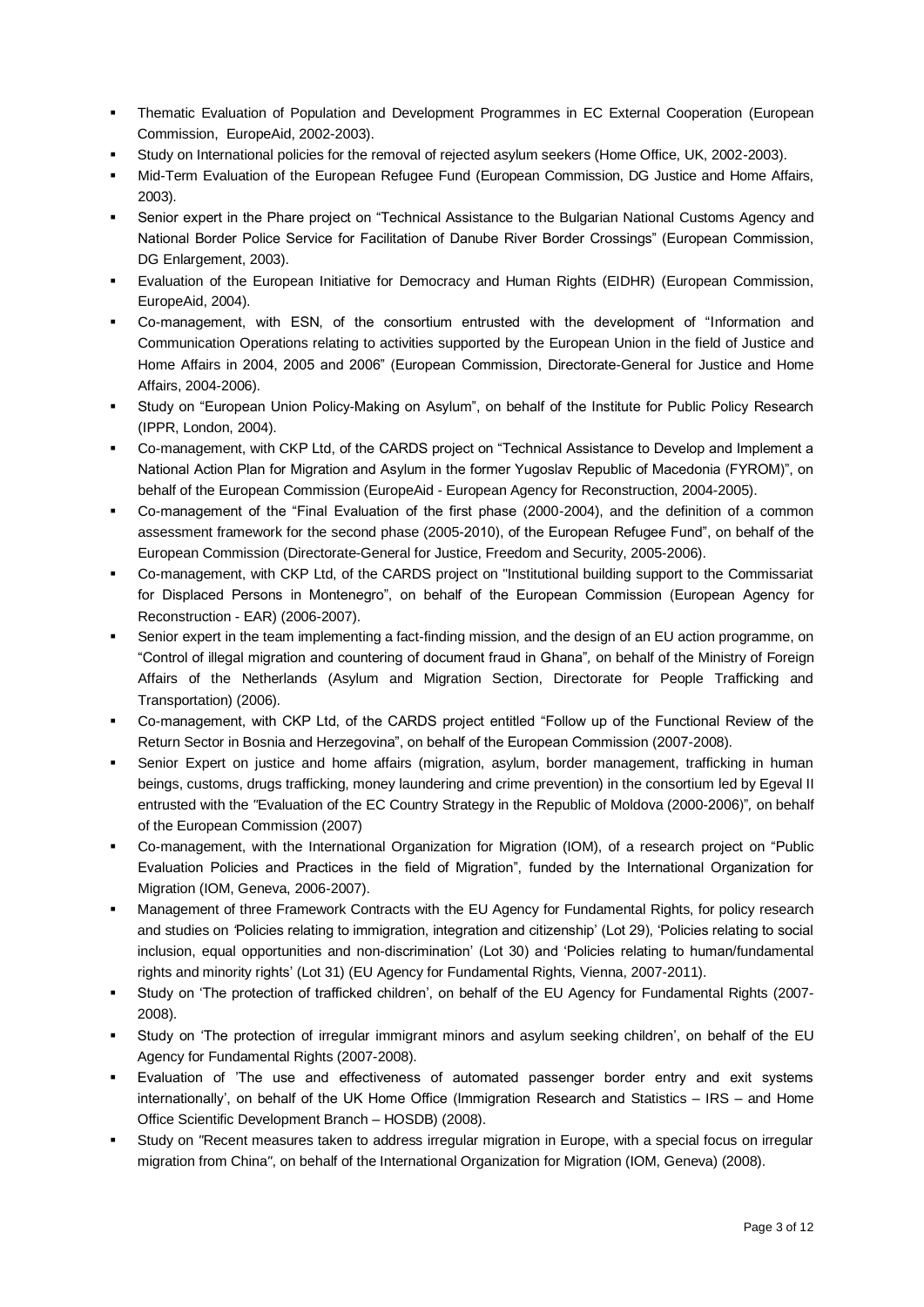- Thematic Evaluation of Population and Development Programmes in EC External Cooperation (European Commission, EuropeAid, 2002-2003).
- Study on International policies for the removal of rejected asylum seekers (Home Office, UK, 2002-2003).
- Mid-Term Evaluation of the European Refugee Fund (European Commission, DG Justice and Home Affairs, 2003).
- Senior expert in the Phare project on "Technical Assistance to the Bulgarian National Customs Agency and National Border Police Service for Facilitation of Danube River Border Crossings" (European Commission, DG Enlargement, 2003).
- Evaluation of the European Initiative for Democracy and Human Rights (EIDHR) (European Commission, EuropeAid, 2004).
- Co-management, with ESN, of the consortium entrusted with the development of "Information and Communication Operations relating to activities supported by the European Union in the field of Justice and Home Affairs in 2004, 2005 and 2006" (European Commission, Directorate-General for Justice and Home Affairs, 2004-2006).
- Study on "European Union Policy-Making on Asylum", on behalf of the Institute for Public Policy Research (IPPR, London, 2004).
- Co-management, with CKP Ltd, of the CARDS project on "Technical Assistance to Develop and Implement a National Action Plan for Migration and Asylum in the former Yugoslav Republic of Macedonia (FYROM)", on behalf of the European Commission (EuropeAid - European Agency for Reconstruction, 2004-2005).
- Co-management of the "Final Evaluation of the first phase (2000-2004), and the definition of a common assessment framework for the second phase (2005-2010), of the European Refugee Fund", on behalf of the European Commission (Directorate-General for Justice, Freedom and Security, 2005-2006).
- Co-management, with CKP Ltd, of the CARDS project on "Institutional building support to the Commissariat for Displaced Persons in Montenegro", on behalf of the European Commission (European Agency for Reconstruction - EAR) (2006-2007).
- Senior expert in the team implementing a fact-finding mission, and the design of an EU action programme, on "Control of illegal migration and countering of document fraud in Ghana", on behalf of the Ministry of Foreign Affairs of the Netherlands (Asylum and Migration Section, Directorate for People Trafficking and Transportation) (2006).
- Co-management, with CKP Ltd, of the CARDS project entitled "Follow up of the Functional Review of the Return Sector in Bosnia and Herzegovina", on behalf of the European Commission (2007-2008).
- Senior Expert on justice and home affairs (migration, asylum, border management, trafficking in human beings, customs, drugs trafficking, money laundering and crime prevention) in the consortium led by Egeval II entrusted with the "Evaluation of the EC Country Strategy in the Republic of Moldova (2000-2006)", on behalf of the European Commission (2007)
- Co-management, with the International Organization for Migration (IOM), of a research project on "Public Evaluation Policies and Practices in the field of Migration", funded by the International Organization for Migration (IOM, Geneva, 2006-2007).
- Management of three Framework Contracts with the EU Agency for Fundamental Rights, for policy research and studies on 'Policies relating to immigration, integration and citizenship' (Lot 29), 'Policies relating to social inclusion, equal opportunities and non-discrimination' (Lot 30) and 'Policies relating to human/fundamental rights and minority rights' (Lot 31) (EU Agency for Fundamental Rights, Vienna, 2007-2011).
- Study on 'The protection of trafficked children', on behalf of the EU Agency for Fundamental Rights (2007-2008).
- Study on 'The protection of irregular immigrant minors and asylum seeking children', on behalf of the EU Agency for Fundamental Rights (2007-2008).
- Evaluation of 'The use and effectiveness of automated passenger border entry and exit systems internationally', on behalf of the UK Home Office (Immigration Research and Statistics – IRS – and Home Office Scientific Development Branch – HOSDB) (2008).
- Study on "Recent measures taken to address irregular migration in Europe, with a special focus on irregular migration from China", on behalf of the International Organization for Migration (IOM, Geneva) (2008).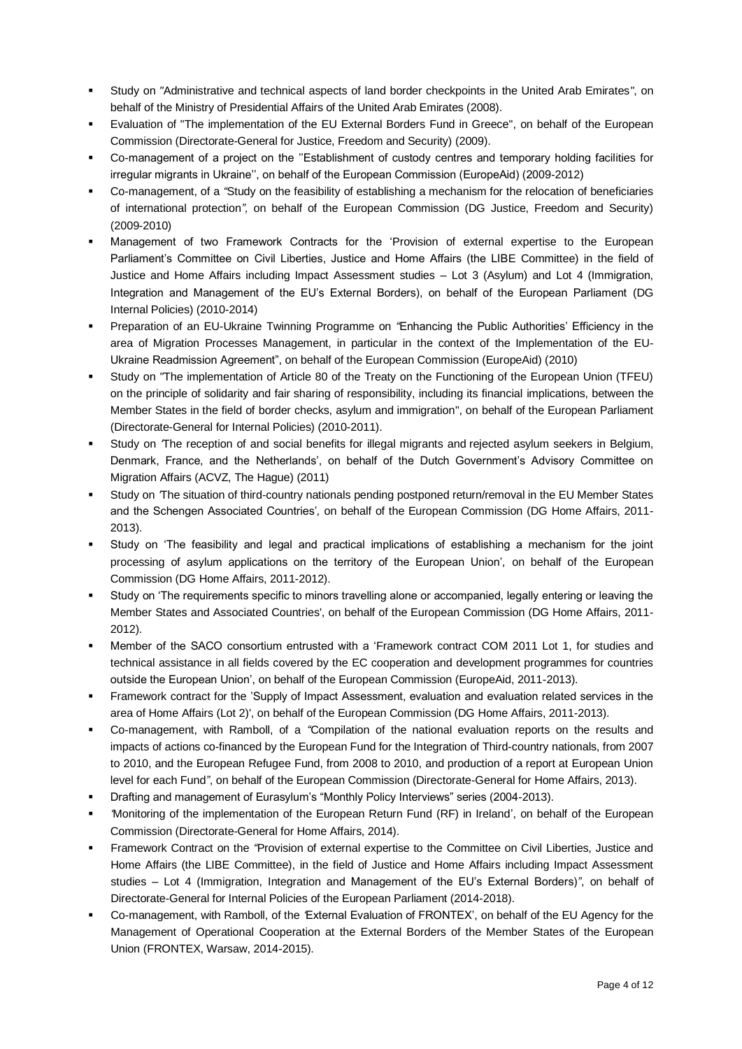- Study on "Administrative and technical aspects of land border checkpoints in the United Arab Emirates", on behalf of the Ministry of Presidential Affairs of the United Arab Emirates (2008).
- Evaluation of "The implementation of the EU External Borders Fund in Greece", on behalf of the European Commission (Directorate-General for Justice, Freedom and Security) (2009).
- Co-management of a project on the ''Establishment of custody centres and temporary holding facilities for irregular migrants in Ukraine'', on behalf of the European Commission (EuropeAid) (2009-2012)
- Co-management, of a "Study on the feasibility of establishing a mechanism for the relocation of beneficiaries of international protection", on behalf of the European Commission (DG Justice, Freedom and Security) (2009-2010)
- Management of two Framework Contracts for the 'Provision of external expertise to the European Parliament's Committee on Civil Liberties, Justice and Home Affairs (the LIBE Committee) in the field of Justice and Home Affairs including Impact Assessment studies – Lot 3 (Asylum) and Lot 4 (Immigration, Integration and Management of the EU's External Borders), on behalf of the European Parliament (DG Internal Policies) (2010-2014)
- Preparation of an EU-Ukraine Twinning Programme on "Enhancing the Public Authorities' Efficiency in the area of Migration Processes Management, in particular in the context of the Implementation of the EU-Ukraine Readmission Agreement", on behalf of the European Commission (EuropeAid) (2010)
- Study on "The implementation of Article 80 of the Treaty on the Functioning of the European Union (TFEU) on the principle of solidarity and fair sharing of responsibility, including its financial implications, between the Member States in the field of border checks, asylum and immigration", on behalf of the European Parliament (Directorate-General for Internal Policies) (2010-2011).
- Study on 'The reception of and social benefits for illegal migrants and rejected asylum seekers in Belgium, Denmark, France, and the Netherlands', on behalf of the Dutch Government's Advisory Committee on Migration Affairs (ACVZ, The Hague) (2011)
- Study on 'The situation of third-country nationals pending postponed return/removal in the EU Member States and the Schengen Associated Countries', on behalf of the European Commission (DG Home Affairs, 2011-2013).
- Study on 'The feasibility and legal and practical implications of establishing a mechanism for the joint processing of asylum applications on the territory of the European Union', on behalf of the European Commission (DG Home Affairs, 2011-2012).
- Study on 'The requirements specific to minors travelling alone or accompanied, legally entering or leaving the Member States and Associated Countries', on behalf of the European Commission (DG Home Affairs, 2011-2012).
- Member of the SACO consortium entrusted with a 'Framework contract COM 2011 Lot 1, for studies and technical assistance in all fields covered by the EC cooperation and development programmes for countries outside the European Union', on behalf of the European Commission (EuropeAid, 2011-2013).
- Framework contract for the 'Supply of Impact Assessment, evaluation and evaluation related services in the area of Home Affairs (Lot 2)', on behalf of the European Commission (DG Home Affairs, 2011-2013).
- Co-management, with Ramboll, of a "Compilation of the national evaluation reports on the results and impacts of actions co-financed by the European Fund for the Integration of Third-country nationals, from 2007 to 2010, and the European Refugee Fund, from 2008 to 2010, and production of a report at European Union level for each Fund", on behalf of the European Commission (Directorate-General for Home Affairs, 2013).
- Drafting and management of Eurasylum's "Monthly Policy Interviews" series (2004-2013).
- 'Monitoring of the implementation of the European Return Fund (RF) in Ireland', on behalf of the European Commission (Directorate-General for Home Affairs, 2014).
- Framework Contract on the "Provision of external expertise to the Committee on Civil Liberties, Justice and Home Affairs (the LIBE Committee), in the field of Justice and Home Affairs including Impact Assessment studies – Lot 4 (Immigration, Integration and Management of the EU's External Borders)", on behalf of Directorate-General for Internal Policies of the European Parliament (2014-2018).
- Co-management, with Ramboll, of the 'External Evaluation of FRONTEX', on behalf of the EU Agency for the Management of Operational Cooperation at the External Borders of the Member States of the European Union (FRONTEX, Warsaw, 2014-2015).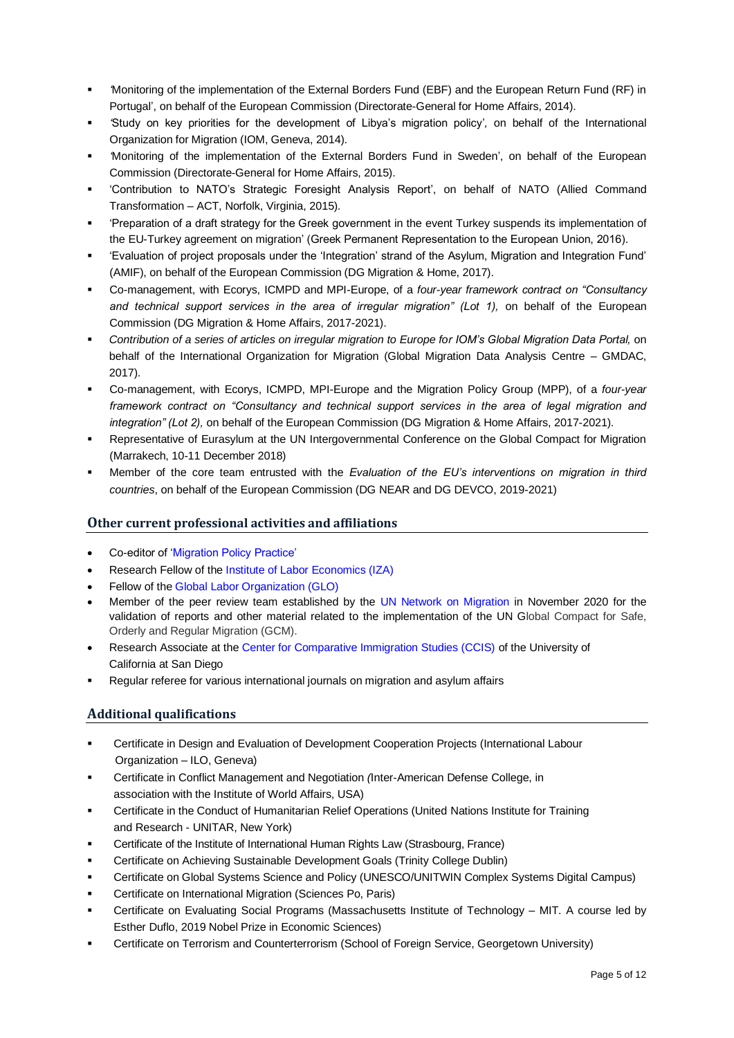- 'Monitoring of the implementation of the External Borders Fund (EBF) and the European Return Fund (RF) in Portugal', on behalf of the European Commission (Directorate-General for Home Affairs, 2014).
- 'Study on key priorities for the development of Libya's migration policy', on behalf of the International Organization for Migration (IOM, Geneva, 2014).
- 'Monitoring of the implementation of the External Borders Fund in Sweden', on behalf of the European Commission (Directorate-General for Home Affairs, 2015).
- 'Contribution to NATO's Strategic Foresight Analysis Report', on behalf of NATO (Allied Command Transformation – ACT, Norfolk, Virginia, 2015).
- 'Preparation of a draft strategy for the Greek government in the event Turkey suspends its implementation of the EU-Turkey agreement on migration' (Greek Permanent Representation to the European Union, 2016).
- 'Evaluation of project proposals under the 'Integration' strand of the Asylum, Migration and Integration Fund' (AMIF), on behalf of the European Commission (DG Migration & Home, 2017).
- Co-management, with Ecorys, ICMPD and MPI-Europe, of a *four-year framework contract on "Consultancy and technical support services in the area of irregular migration" (Lot 1),* on behalf of the European Commission (DG Migration & Home Affairs, 2017-2021).
- *Contribution of a series of articles on irregular migration to Europe for IOM's Global Migration Data Portal,* on behalf of the International Organization for Migration (Global Migration Data Analysis Centre – GMDAC, 2017).
- Co-management, with Ecorys, ICMPD, MPI-Europe and the Migration Policy Group (MPP), of a *four-year framework contract on "Consultancy and technical support services in the area of legal migration and integration" (Lot 2),* on behalf of the European Commission (DG Migration & Home Affairs, 2017-2021).
- Representative of Eurasylum at the UN Intergovernmental Conference on the Global Compact for Migration (Marrakech, 10-11 December 2018)
- Member of the core team entrusted with the *Evaluation of the EU's interventions on migration in third countries*, on behalf of the European Commission (DG NEAR and DG DEVCO, 2019-2021)

## Other current professional activities and affiliations

- Co-editor of 'Migration Policy Practice'
- Research Fellow of the Institute of Labor Economics (IZA)
- Fellow of the Global Labor Organization (GLO)
- Member of the peer review team established by the UN Network on Migration in November 2020 for the validation of reports and other material related to the implementation of the UN Global Compact for Safe, Orderly and Regular Migration (GCM).
- Research Associate at the Center for Comparative Immigration Studies (CCIS) of the University of California at San Diego
- Regular referee for various international journals on migration and asylum affairs

## Additional qualifications

- Certificate in Design and Evaluation of Development Cooperation Projects (International Labour Organization – ILO, Geneva)
- Certificate in Conflict Management and Negotiation (Inter-American Defense College, in association with the Institute of World Affairs, USA)
- Certificate in the Conduct of Humanitarian Relief Operations (United Nations Institute for Training and Research - UNITAR, New York)
- Certificate of the Institute of International Human Rights Law (Strasbourg, France)
- Certificate on Achieving Sustainable Development Goals (Trinity College Dublin)
- Certificate on Global Systems Science and Policy (UNESCO/UNITWIN Complex Systems Digital Campus)
- Certificate on International Migration (Sciences Po, Paris)
- Certificate on Evaluating Social Programs (Massachusetts Institute of Technology – MIT. A course led by Esther Duflo, 2019 Nobel Prize in Economic Sciences)
- Certificate on Terrorism and Counterterrorism (School of Foreign Service, Georgetown University)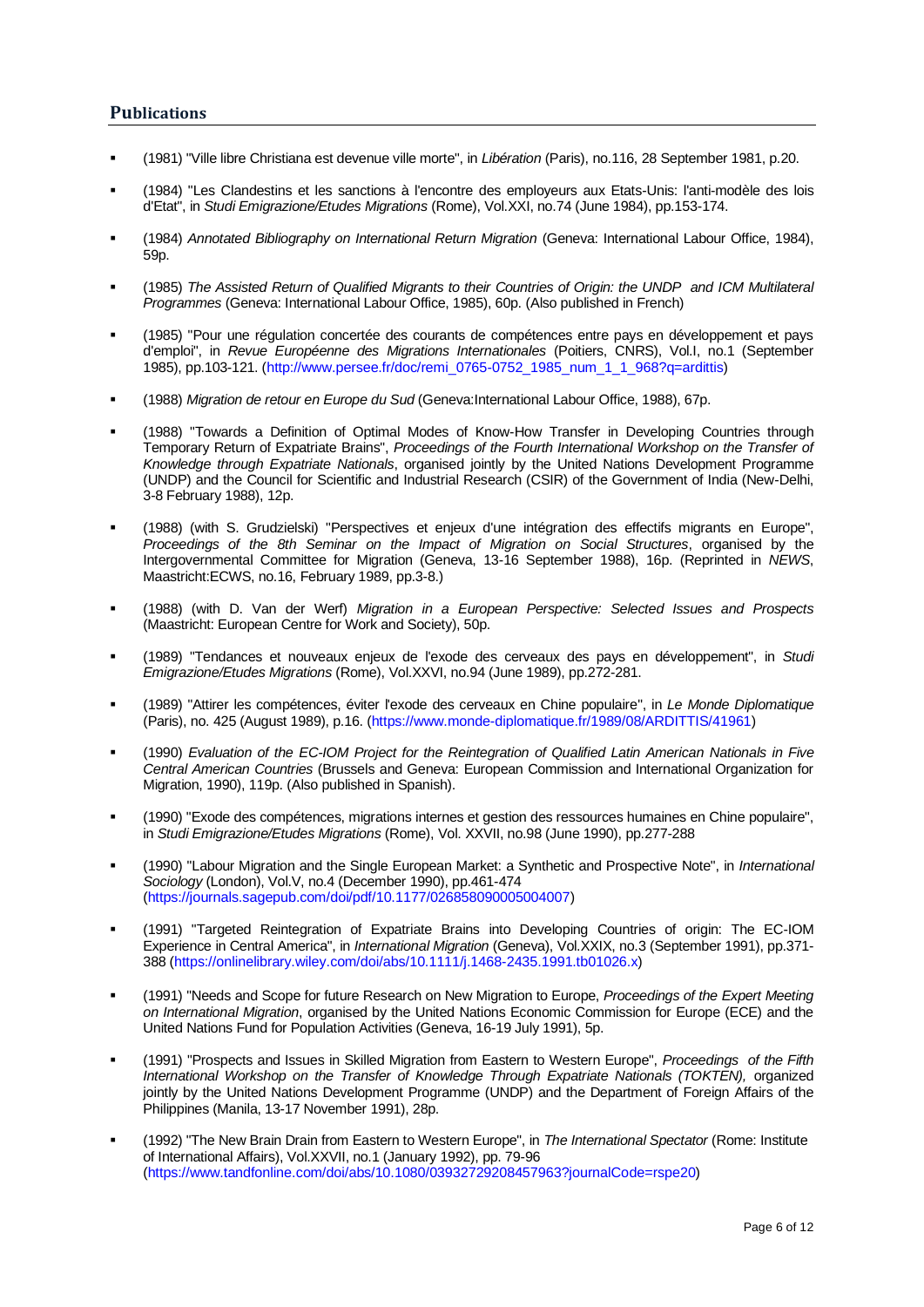## Publications

- (1981) "Ville libre Christiana est devenue ville morte", in *Libération* (Paris), no.116, 28 September 1981, p.20.

- (1984) "Les Clandestins et les sanctions à l'encontre des employeurs aux Etats-Unis: l'anti-modèle des lois d'Etat", in *Studi Emigrazione/Etudes Migrations* (Rome), Vol.XXI, no.74 (June 1984), pp.153-174.

- (1984) *Annotated Bibliography on International Return Migration* (Geneva: International Labour Office, 1984), 59p.

- (1985) *The Assisted Return of Qualified Migrants to their Countries of Origin: the UNDP and ICM Multilateral Programmes* (Geneva: International Labour Office, 1985), 60p. (Also published in French)

- (1985) "Pour une régulation concertée des courants de compétences entre pays en développement et pays d'emploi", in *Revue Européenne des Migrations Internationales* (Poitiers, CNRS), Vol.I, no.1 (September 1985), pp.103-121. (http://www.persee.fr/doc/remi_0765-0752_1985_num_1_1_968?q=ardittis)

- (1988) *Migration de retour en Europe du Sud* (Geneva:International Labour Office, 1988), 67p.

- (1988) "Towards a Definition of Optimal Modes of Know-How Transfer in Developing Countries through Temporary Return of Expatriate Brains", *Proceedings of the Fourth International Workshop on the Transfer of Knowledge through Expatriate Nationals*, organised jointly by the United Nations Development Programme (UNDP) and the Council for Scientific and Industrial Research (CSIR) of the Government of India (New-Delhi, 3-8 February 1988), 12p.

- (1988) (with S. Grudzielski) "Perspectives et enjeux d'une intégration des effectifs migrants en Europe", *Proceedings of the 8th Seminar on the Impact of Migration on Social Structures*, organised by the Intergovernmental Committee for Migration (Geneva, 13-16 September 1988), 16p. (Reprinted in *NEWS*, Maastricht:ECWS, no.16, February 1989, pp.3-8.)

- (1988) (with D. Van der Werf) *Migration in a European Perspective: Selected Issues and Prospects* (Maastricht: European Centre for Work and Society), 50p.

- (1989) "Tendances et nouveaux enjeux de l'exode des cerveaux des pays en développement", in *Studi Emigrazione/Etudes Migrations* (Rome), Vol.XXVI, no.94 (June 1989), pp.272-281.

- (1989) "Attirer les compétences, éviter l'exode des cerveaux en Chine populaire", in *Le Monde Diplomatique* (Paris), no. 425 (August 1989), p.16. (https://www.monde-diplomatique.fr/1989/08/ARDITTIS/41961)

- (1990) *Evaluation of the EC-IOM Project for the Reintegration of Qualified Latin American Nationals in Five Central American Countries* (Brussels and Geneva: European Commission and International Organization for Migration, 1990), 119p. (Also published in Spanish).

- (1990) "Exode des compétences, migrations internes et gestion des ressources humaines en Chine populaire", in *Studi Emigrazione/Etudes Migrations* (Rome), Vol. XXVII, no.98 (June 1990), pp.277-288

- (1990) "Labour Migration and the Single European Market: a Synthetic and Prospective Note", in *International Sociology* (London), Vol.V, no.4 (December 1990), pp.461-474 (https://journals.sagepub.com/doi/pdf/10.1177/026858090005004007)

- (1991) "Targeted Reintegration of Expatriate Brains into Developing Countries of origin: The EC-IOM Experience in Central America", in *International Migration* (Geneva), Vol.XXIX, no.3 (September 1991), pp.371-388 (https://onlinelibrary.wiley.com/doi/abs/10.1111/j.1468-2435.1991.tb01026.x)

- (1991) "Needs and Scope for future Research on New Migration to Europe, *Proceedings of the Expert Meeting on International Migration*, organised by the United Nations Economic Commission for Europe (ECE) and the United Nations Fund for Population Activities (Geneva, 16-19 July 1991), 5p.

- (1991) "Prospects and Issues in Skilled Migration from Eastern to Western Europe", *Proceedings of the Fifth International Workshop on the Transfer of Knowledge Through Expatriate Nationals (TOKTEN),* organized jointly by the United Nations Development Programme (UNDP) and the Department of Foreign Affairs of the Philippines (Manila, 13-17 November 1991), 28p.

- (1992) "The New Brain Drain from Eastern to Western Europe", in *The International Spectator* (Rome: Institute of International Affairs), Vol.XXVII, no.1 (January 1992), pp. 79-96 (https://www.tandfonline.com/doi/abs/10.1080/03932729208457963?journalCode=rspe20)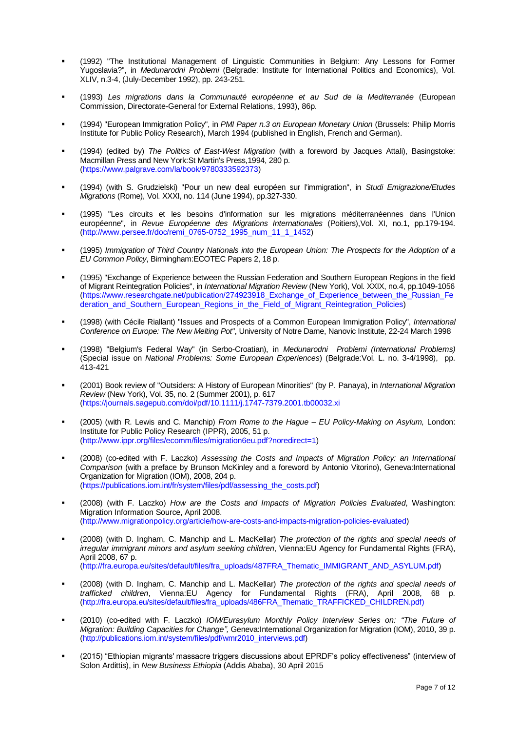- (1992) "The Institutional Management of Linguistic Communities in Belgium: Any Lessons for Former Yugoslavia?", in *Medunarodni Problemi* (Belgrade: Institute for International Politics and Economics), Vol. XLIV, n.3-4, (July-December 1992), pp. 243-251.

- (1993) *Les migrations dans la Communauté européenne et au Sud de la Mediterranée* (European Commission, Directorate-General for External Relations, 1993), 86p.

- (1994) "European Immigration Policy", in *PMI Paper n.3 on European Monetary Union* (Brussels: Philip Morris Institute for Public Policy Research), March 1994 (published in English, French and German).

- (1994) (edited by) *The Politics of East-West Migration* (with a foreword by Jacques Attali), Basingstoke: Macmillan Press and New York:St Martin's Press,1994, 280 p. (https://www.palgrave.com/la/book/9780333592373)

- (1994) (with S. Grudzielski) "Pour un new deal européen sur l'immigration", in *Studi Emigrazione/Etudes Migrations* (Rome), Vol. XXXI, no. 114 (June 1994), pp.327-330.

- (1995) "Les circuits et les besoins d'information sur les migrations méditerranéennes dans l'Union européenne", in *Revue Européenne des Migrations Internationales* (Poitiers),Vol. XI, no.1, pp.179-194. (http://www.persee.fr/doc/remi_0765-0752_1995_num_11_1_1452)

- (1995) *Immigration of Third Country Nationals into the European Union: The Prospects for the Adoption of a EU Common Policy*, Birmingham:ECOTEC Papers 2, 18 p.

- (1995) "Exchange of Experience between the Russian Federation and Southern European Regions in the field of Migrant Reintegration Policies", in *International Migration Review* (New York), Vol. XXIX, no.4, pp.1049-1056 (https://www.researchgate.net/publication/274923918_Exchange_of_Experience_between_the_Russian_Federation_and_Southern_European_Regions_in_the_Field_of_Migrant_Reintegration_Policies)

- (1998) (with Cécile Riallant) "Issues and Prospects of a Common European Immigration Policy", *International Conference on Europe: The New Melting Pot"*, University of Notre Dame, Nanovic Institute, 22-24 March 1998

- (1998) "Belgium's Federal Way" (in Serbo-Croatian), in *Medunarodni Problemi (International Problems)* (Special issue on *National Problems: Some European Experiences*) (Belgrade:Vol. L. no. 3-4/1998), pp. 413-421

- (2001) Book review of "Outsiders: A History of European Minorities" (by P. Panaya), in *International Migration Review* (New York), Vol. 35, no. 2 (Summer 2001), p. 617 (https://journals.sagepub.com/doi/pdf/10.1111/j.1747-7379.2001.tb00032.xi

- (2005) (with R. Lewis and C. Manchip) *From Rome to the Hague – EU Policy-Making on Asylum,* London: Institute for Public Policy Research (IPPR), 2005, 51 p. (http://www.ippr.org/files/ecomm/files/migration6eu.pdf?noredirect=1)

- (2008) (co-edited with F. Laczko) *Assessing the Costs and Impacts of Migration Policy: an International Comparison* (with a preface by Brunson McKinley and a foreword by Antonio Vitorino), Geneva:International Organization for Migration (IOM), 2008, 204 p. (https://publications.iom.int/fr/system/files/pdf/assessing_the_costs.pdf)

- (2008) (with F. Laczko) *How are the Costs and Impacts of Migration Policies Evaluated*, Washington: Migration Information Source, April 2008. (http://www.migrationpolicy.org/article/how-are-costs-and-impacts-migration-policies-evaluated)

- (2008) (with D. Ingham, C. Manchip and L. MacKellar) *The protection of the rights and special needs of irregular immigrant minors and asylum seeking children*, Vienna:EU Agency for Fundamental Rights (FRA), April 2008, 67 p. (http://fra.europa.eu/sites/default/files/fra_uploads/487FRA_Thematic_IMMIGRANT_AND_ASYLUM.pdf)

- (2008) (with D. Ingham, C. Manchip and L. MacKellar) *The protection of the rights and special needs of trafficked children*, Vienna:EU Agency for Fundamental Rights (FRA), April 2008, 68 p. (http://fra.europa.eu/sites/default/files/fra_uploads/486FRA_Thematic_TRAFFICKED_CHILDREN.pdf)

- (2010) (co-edited with F. Laczko) *IOM/Eurasylum Monthly Policy Interview Series on: "The Future of Migration: Building Capacities for Change",* Geneva:International Organization for Migration (IOM), 2010, 39 p. (http://publications.iom.int/system/files/pdf/wmr2010_interviews.pdf)

- (2015) "Ethiopian migrants' massacre triggers discussions about EPRDF's policy effectiveness" (interview of Solon Ardittis), in *New Business Ethiopia* (Addis Ababa), 30 April 2015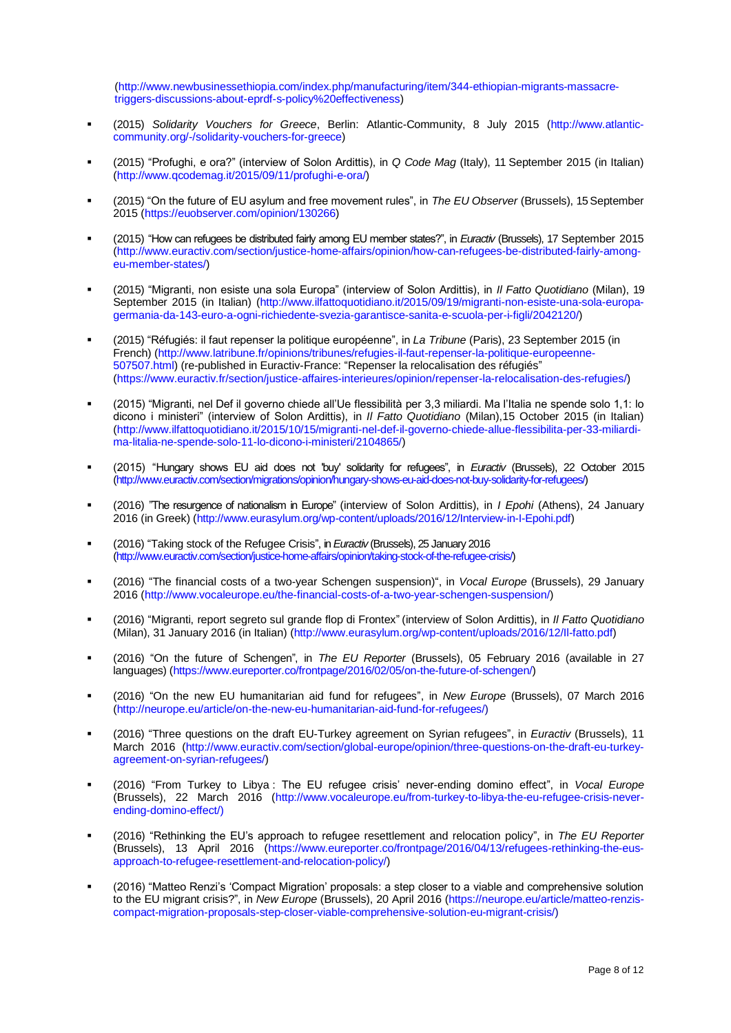(http://www.newbusinessethiopia.com/index.php/manufacturing/item/344-ethiopian-migrants-massacre-triggers-discussions-about-eprdf-s-policy%20effectiveness)

- (2015) *Solidarity Vouchers for Greece*, Berlin: Atlantic-Community, 8 July 2015 (http://www.atlantic-community.org/-/solidarity-vouchers-for-greece)

- (2015) "Profughi, e ora?" (interview of Solon Ardittis), in *Q Code Mag* (Italy), 11 September 2015 (in Italian) (http://www.qcodemag.it/2015/09/11/profughi-e-ora/)

- (2015) "On the future of EU asylum and free movement rules", in *The EU Observer* (Brussels), 15 September 2015 (https://euobserver.com/opinion/130266)

- (2015) "How can refugees be distributed fairly among EU member states?", in *Euractiv* (Brussels), 17 September 2015 (http://www.euractiv.com/section/justice-home-affairs/opinion/how-can-refugees-be-distributed-fairly-among-eu-member-states/)

- (2015) "Migranti, non esiste una sola Europa" (interview of Solon Ardittis), in *Il Fatto Quotidiano* (Milan), 19 September 2015 (in Italian) (http://www.ilfattoquotidiano.it/2015/09/19/migranti-non-esiste-una-sola-europa-germania-da-143-euro-a-ogni-richiedente-svezia-garantisce-sanita-e-scuola-per-i-figli/2042120/)

- (2015) "Réfugiés: il faut repenser la politique européenne", in *La Tribune* (Paris), 23 September 2015 (in French) (http://www.latribune.fr/opinions/tribunes/refugies-il-faut-repenser-la-politique-europeenne-507507.html) (re-published in Euractiv-France: "Repenser la relocalisation des réfugiés" (https://www.euractiv.fr/section/justice-affaires-interieures/opinion/repenser-la-relocalisation-des-refugies/)

- (2015) "Migranti, nel Def il governo chiede all'Ue flessibilità per 3,3 miliardi. Ma l'Italia ne spende solo 1,1: lo dicono i ministeri" (interview of Solon Ardittis), in *Il Fatto Quotidiano* (Milan),15 October 2015 (in Italian) (http://www.ilfattoquotidiano.it/2015/10/15/migranti-nel-def-il-governo-chiede-allue-flessibilita-per-33-miliardi-ma-litalia-ne-spende-solo-11-lo-dicono-i-ministeri/2104865/)

- (2015) "Hungary shows EU aid does not 'buy' solidarity for refugees", in *Euractiv* (Brussels), 22 October 2015 (http://www.euractiv.com/section/migrations/opinion/hungary-shows-eu-aid-does-not-buy-solidarity-for-refugees/)

- (2016) "The resurgence of nationalism in Europe" (interview of Solon Ardittis), in *I Epohi* (Athens), 24 January 2016 (in Greek) (http://www.eurasylum.org/wp-content/uploads/2016/12/Interview-in-I-Epohi.pdf)

- (2016) "Taking stock of the Refugee Crisis", in *Euractiv* (Brussels), 25 January 2016 (http://www.euractiv.com/section/justice-home-affairs/opinion/taking-stock-of-the-refugee-crisis/)

- (2016) "The financial costs of a two-year Schengen suspension)", in *Vocal Europe* (Brussels), 29 January 2016 (http://www.vocaleurope.eu/the-financial-costs-of-a-two-year-schengen-suspension/)

- (2016) "Migranti, report segreto sul grande flop di Frontex" (interview of Solon Ardittis), in *Il Fatto Quotidiano* (Milan), 31 January 2016 (in Italian) (http://www.eurasylum.org/wp-content/uploads/2016/12/Il-fatto.pdf)

- (2016) "On the future of Schengen", in *The EU Reporter* (Brussels), 05 February 2016 (available in 27 languages) (https://www.eureporter.co/frontpage/2016/02/05/on-the-future-of-schengen/)

- (2016) "On the new EU humanitarian aid fund for refugees", in *New Europe* (Brussels), 07 March 2016 (http://neurope.eu/article/on-the-new-eu-humanitarian-aid-fund-for-refugees/)

- (2016) "Three questions on the draft EU-Turkey agreement on Syrian refugees", in *Euractiv* (Brussels), 11 March 2016 (http://www.euractiv.com/section/global-europe/opinion/three-questions-on-the-draft-eu-turkey-agreement-on-syrian-refugees/)

- (2016) "From Turkey to Libya : The EU refugee crisis' never-ending domino effect", in *Vocal Europe* (Brussels), 22 March 2016 (http://www.vocaleurope.eu/from-turkey-to-libya-the-eu-refugee-crisis-never-ending-domino-effect/)

- (2016) "Rethinking the EU's approach to refugee resettlement and relocation policy", in *The EU Reporter* (Brussels), 13 April 2016 (https://www.eureporter.co/frontpage/2016/04/13/refugees-rethinking-the-eus-approach-to-refugee-resettlement-and-relocation-policy/)

- (2016) "Matteo Renzi's 'Compact Migration' proposals: a step closer to a viable and comprehensive solution to the EU migrant crisis?", in *New Europe* (Brussels), 20 April 2016 (https://neurope.eu/article/matteo-renzis-compact-migration-proposals-step-closer-viable-comprehensive-solution-eu-migrant-crisis/)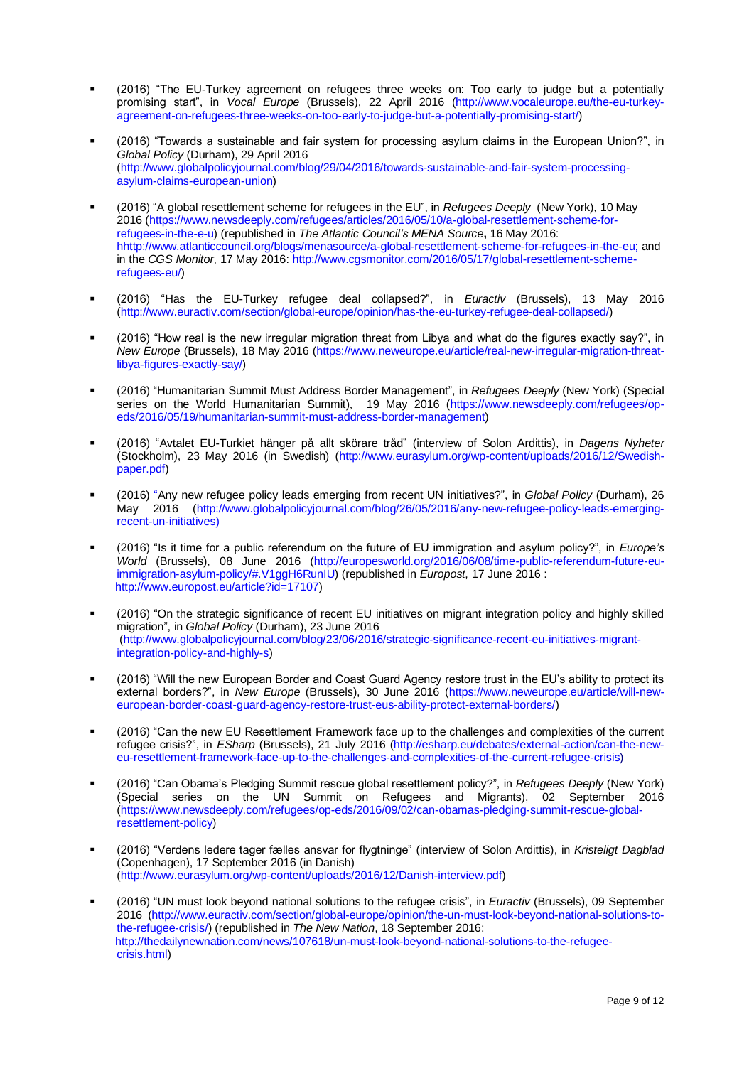- (2016) "The EU-Turkey agreement on refugees three weeks on: Too early to judge but a potentially promising start", in *Vocal Europe* (Brussels), 22 April 2016 (http://www.vocaleurope.eu/the-eu-turkey-agreement-on-refugees-three-weeks-on-too-early-to-judge-but-a-potentially-promising-start/)

- (2016) "Towards a sustainable and fair system for processing asylum claims in the European Union?", in *Global Policy* (Durham), 29 April 2016 (http://www.globalpolicyjournal.com/blog/29/04/2016/towards-sustainable-and-fair-system-processing-asylum-claims-european-union)

- (2016) "A global resettlement scheme for refugees in the EU", in *Refugees Deeply* (New York), 10 May 2016 (https://www.newsdeeply.com/refugees/articles/2016/05/10/a-global-resettlement-scheme-for-refugees-in-the-e-u) (republished in *The Atlantic Council's MENA Source*, 16 May 2016: hhttp://www.atlanticcouncil.org/blogs/menasource/a-global-resettlement-scheme-for-refugees-in-the-eu; and in the *CGS Monitor*, 17 May 2016: http://www.cgsmonitor.com/2016/05/17/global-resettlement-scheme-refugees-eu/)

- (2016) "Has the EU-Turkey refugee deal collapsed?", in *Euractiv* (Brussels), 13 May 2016 (http://www.euractiv.com/section/global-europe/opinion/has-the-eu-turkey-refugee-deal-collapsed/)

- (2016) "How real is the new irregular migration threat from Libya and what do the figures exactly say?", in *New Europe* (Brussels), 18 May 2016 (https://www.neweurope.eu/article/real-new-irregular-migration-threat-libya-figures-exactly-say/)

- (2016) "Humanitarian Summit Must Address Border Management", in *Refugees Deeply* (New York) (Special series on the World Humanitarian Summit), 19 May 2016 (https://www.newsdeeply.com/refugees/op-eds/2016/05/19/humanitarian-summit-must-address-border-management)

- (2016) "Avtalet EU-Turkiet hänger på allt skörare tråd" (interview of Solon Ardittis), in *Dagens Nyheter* (Stockholm), 23 May 2016 (in Swedish) (http://www.eurasylum.org/wp-content/uploads/2016/12/Swedish-paper.pdf)

- (2016) "Any new refugee policy leads emerging from recent UN initiatives?", in *Global Policy* (Durham), 26 May 2016 (http://www.globalpolicyjournal.com/blog/26/05/2016/any-new-refugee-policy-leads-emerging-recent-un-initiatives)

- (2016) "Is it time for a public referendum on the future of EU immigration and asylum policy?", in *Europe's World* (Brussels), 08 June 2016 (http://europesworld.org/2016/06/08/time-public-referendum-future-eu-immigration-asylum-policy/#.V1ggH6RunIU) (republished in *Europost*, 17 June 2016 : http://www.europost.eu/article?id=17107)

- (2016) "On the strategic significance of recent EU initiatives on migrant integration policy and highly skilled migration", in *Global Policy* (Durham), 23 June 2016 (http://www.globalpolicyjournal.com/blog/23/06/2016/strategic-significance-recent-eu-initiatives-migrant-integration-policy-and-highly-s)

- (2016) "Will the new European Border and Coast Guard Agency restore trust in the EU's ability to protect its external borders?", in *New Europe* (Brussels), 30 June 2016 (https://www.neweurope.eu/article/will-new-european-border-coast-guard-agency-restore-trust-eus-ability-protect-external-borders/)

- (2016) "Can the new EU Resettlement Framework face up to the challenges and complexities of the current refugee crisis?", in *ESharp* (Brussels), 21 July 2016 (http://esharp.eu/debates/external-action/can-the-new-eu-resettlement-framework-face-up-to-the-challenges-and-complexities-of-the-current-refugee-crisis)

- (2016) "Can Obama's Pledging Summit rescue global resettlement policy?", in *Refugees Deeply* (New York) (Special series on the UN Summit on Refugees and Migrants), 02 September 2016 (https://www.newsdeeply.com/refugees/op-eds/2016/09/02/can-obamas-pledging-summit-rescue-global-resettlement-policy)

- (2016) "Verdens ledere tager fælles ansvar for flygtninge" (interview of Solon Ardittis), in *Kristeligt Dagblad* (Copenhagen), 17 September 2016 (in Danish) (http://www.eurasylum.org/wp-content/uploads/2016/12/Danish-interview.pdf)

- (2016) "UN must look beyond national solutions to the refugee crisis", in *Euractiv* (Brussels), 09 September 2016 (http://www.euractiv.com/section/global-europe/opinion/the-un-must-look-beyond-national-solutions-to-the-refugee-crisis/) (republished in *The New Nation*, 18 September 2016: http://thedailynewnation.com/news/107618/un-must-look-beyond-national-solutions-to-the-refugee-crisis.html)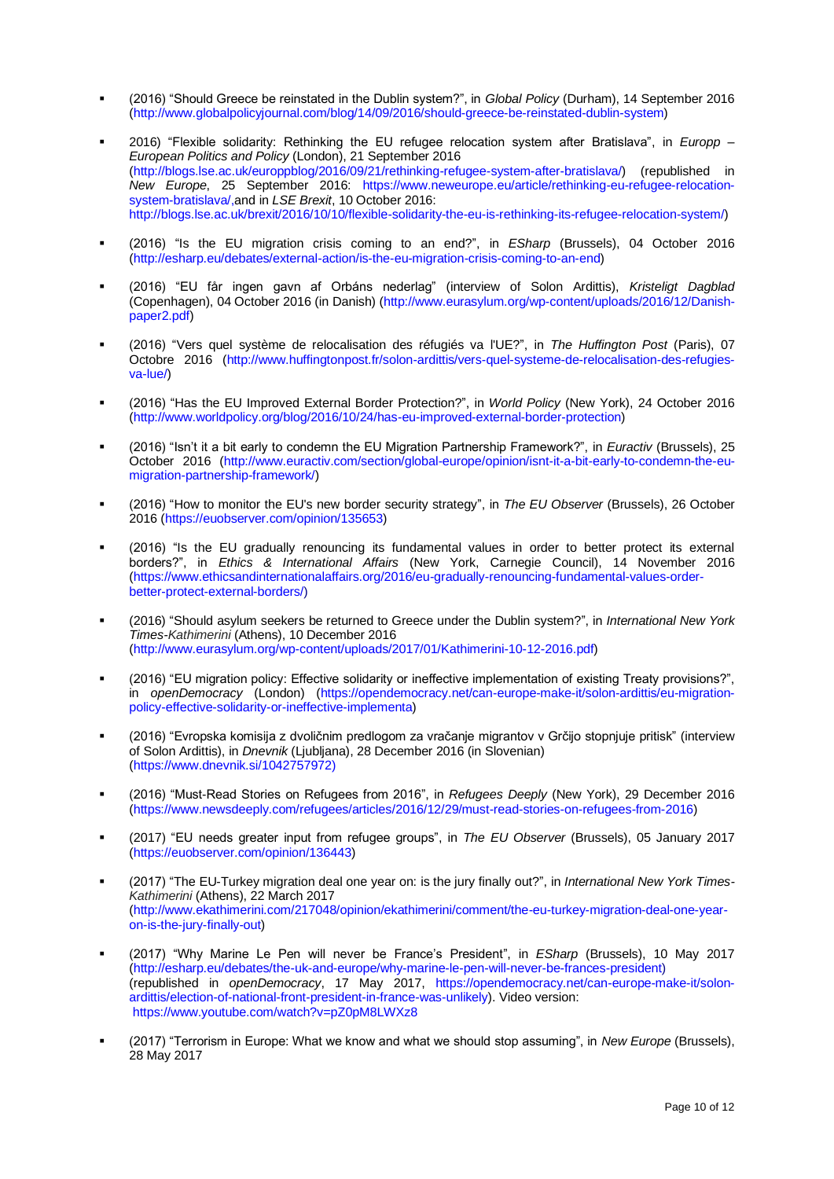- (2016) “Should Greece be reinstated in the Dublin system?”, in *Global Policy* (Durham), 14 September 2016 (http://www.globalpolicyjournal.com/blog/14/09/2016/should-greece-be-reinstated-dublin-system)

- 2016) “Flexible solidarity: Rethinking the EU refugee relocation system after Bratislava”, in *Europp – European Politics and Policy* (London), 21 September 2016 (http://blogs.lse.ac.uk/europpblog/2016/09/21/rethinking-refugee-system-after-bratislava/) (republished in *New Europe*, 25 September 2016: https://www.neweurope.eu/article/rethinking-eu-refugee-relocation-system-bratislava/,and in *LSE Brexit*, 10 October 2016: http://blogs.lse.ac.uk/brexit/2016/10/10/flexible-solidarity-the-eu-is-rethinking-its-refugee-relocation-system/)

- (2016) “Is the EU migration crisis coming to an end?”, in *ESharp* (Brussels), 04 October 2016 (http://esharp.eu/debates/external-action/is-the-eu-migration-crisis-coming-to-an-end)

- (2016) “EU får ingen gavn af Orbáns nederlag” (interview of Solon Ardittis), *Kristeligt Dagblad* (Copenhagen), 04 October 2016 (in Danish) (http://www.eurasylum.org/wp-content/uploads/2016/12/Danish-paper2.pdf)

- (2016) “Vers quel système de relocalisation des réfugiés va l'UE?”, in *The Huffington Post* (Paris), 07 Octobre 2016 (http://www.huffingtonpost.fr/solon-ardittis/vers-quel-systeme-de-relocalisation-des-refugies-va-lue/)

- (2016) “Has the EU Improved External Border Protection?”, in *World Policy* (New York), 24 October 2016 (http://www.worldpolicy.org/blog/2016/10/24/has-eu-improved-external-border-protection)

- (2016) “Isn't it a bit early to condemn the EU Migration Partnership Framework?”, in *Euractiv* (Brussels), 25 October 2016 (http://www.euractiv.com/section/global-europe/opinion/isnt-it-a-bit-early-to-condemn-the-eu-migration-partnership-framework/)

- (2016) “How to monitor the EU's new border security strategy”, in *The EU Observer* (Brussels), 26 October 2016 (https://euobserver.com/opinion/135653)

- (2016) “Is the EU gradually renouncing its fundamental values in order to better protect its external borders?”, in *Ethics & International Affairs* (New York, Carnegie Council), 14 November 2016 (https://www.ethicsandinternationalaffairs.org/2016/eu-gradually-renouncing-fundamental-values-order-better-protect-external-borders/)

- (2016) “Should asylum seekers be returned to Greece under the Dublin system?”, in *International New York Times-Kathimerini* (Athens), 10 December 2016 (http://www.eurasylum.org/wp-content/uploads/2017/01/Kathimerini-10-12-2016.pdf)

- (2016) “EU migration policy: Effective solidarity or ineffective implementation of existing Treaty provisions?”, in *openDemocracy* (London) (https://opendemocracy.net/can-europe-make-it/solon-ardittis/eu-migration-policy-effective-solidarity-or-ineffective-implementa)

- (2016) “Evropska komisija z dvoličnim predlogom za vračanje migrantov v Grčijo stopnjuje pritisk” (interview of Solon Ardittis), in *Dnevnik* (Ljubljana), 28 December 2016 (in Slovenian) (https://www.dnevnik.si/1042757972)

- (2016) “Must-Read Stories on Refugees from 2016”, in *Refugees Deeply* (New York), 29 December 2016 (https://www.newsdeeply.com/refugees/articles/2016/12/29/must-read-stories-on-refugees-from-2016)

- (2017) “EU needs greater input from refugee groups”, in *The EU Observer* (Brussels), 05 January 2017 (https://euobserver.com/opinion/136443)

- (2017) “The EU-Turkey migration deal one year on: is the jury finally out?”, in *International New York Times-Kathimerini* (Athens), 22 March 2017 (http://www.ekathimerini.com/217048/opinion/ekathimerini/comment/the-eu-turkey-migration-deal-one-year-on-is-the-jury-finally-out)

- (2017) “Why Marine Le Pen will never be France's President”, in *ESharp* (Brussels), 10 May 2017 (http://esharp.eu/debates/the-uk-and-europe/why-marine-le-pen-will-never-be-frances-president) (republished in *openDemocracy*, 17 May 2017, https://opendemocracy.net/can-europe-make-it/solon-ardittis/election-of-national-front-president-in-france-was-unlikely). Video version: https://www.youtube.com/watch?v=pZ0pM8LWXz8

- (2017) “Terrorism in Europe: What we know and what we should stop assuming”, in *New Europe* (Brussels), 28 May 2017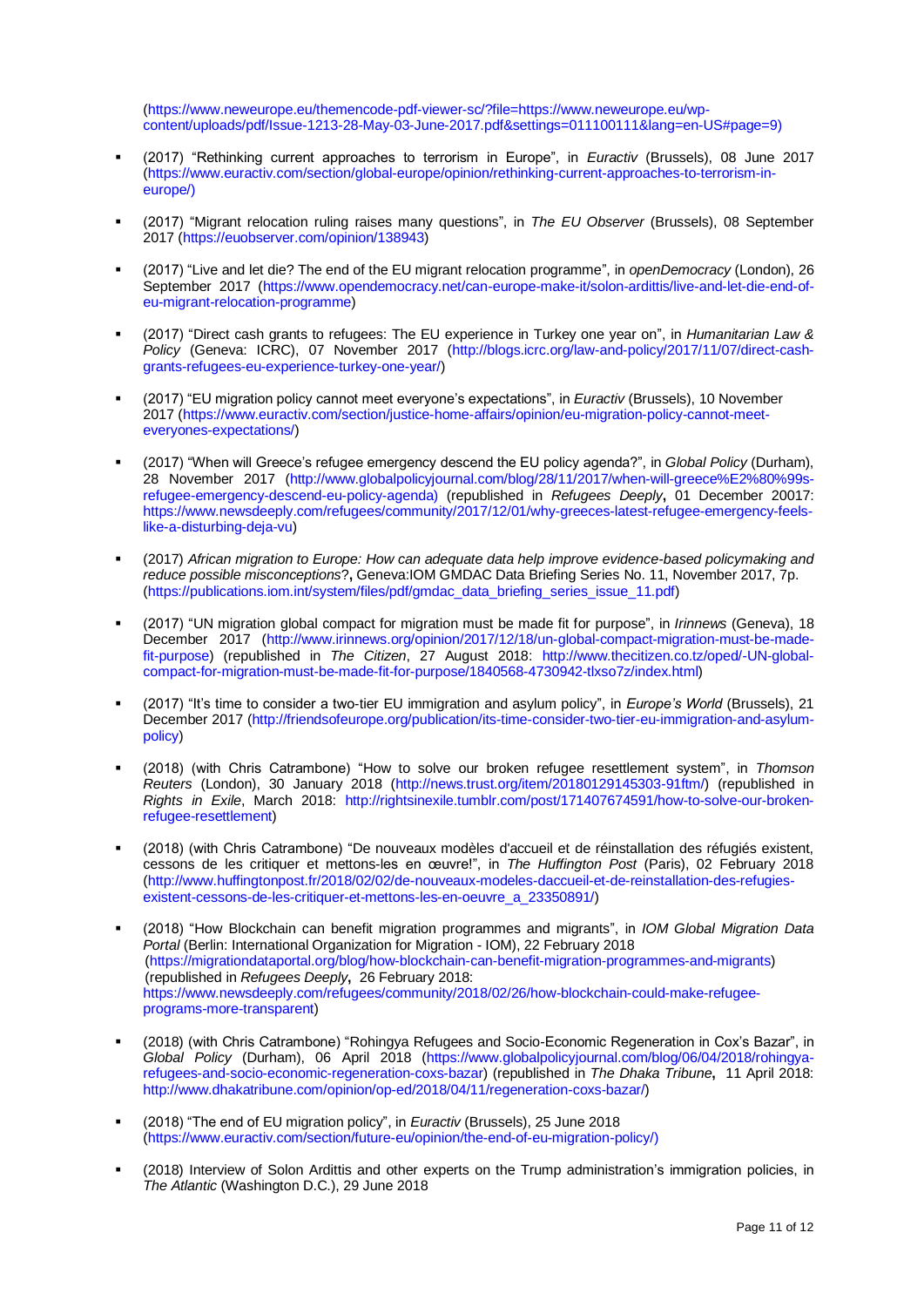(https://www.neweurope.eu/themencode-pdf-viewer-sc/?file=https://www.neweurope.eu/wp-content/uploads/pdf/Issue-1213-28-May-03-June-2017.pdf&settings=011100111&lang=en-US#page=9)

- (2017) "Rethinking current approaches to terrorism in Europe", in *Euractiv* (Brussels), 08 June 2017 (https://www.euractiv.com/section/global-europe/opinion/rethinking-current-approaches-to-terrorism-in-europe/)

- (2017) "Migrant relocation ruling raises many questions", in *The EU Observer* (Brussels), 08 September 2017 (https://euobserver.com/opinion/138943)

- (2017) "Live and let die? The end of the EU migrant relocation programme", in *openDemocracy* (London), 26 September 2017 (https://www.opendemocracy.net/can-europe-make-it/solon-ardittis/live-and-let-die-end-of-eu-migrant-relocation-programme)

- (2017) "Direct cash grants to refugees: The EU experience in Turkey one year on", in *Humanitarian Law & Policy* (Geneva: ICRC), 07 November 2017 (http://blogs.icrc.org/law-and-policy/2017/11/07/direct-cash-grants-refugees-eu-experience-turkey-one-year/)

- (2017) "EU migration policy cannot meet everyone's expectations", in *Euractiv* (Brussels), 10 November 2017 (https://www.euractiv.com/section/justice-home-affairs/opinion/eu-migration-policy-cannot-meet-everyones-expectations/)

- (2017) "When will Greece's refugee emergency descend the EU policy agenda?", in *Global Policy* (Durham), 28 November 2017 (http://www.globalpolicyjournal.com/blog/28/11/2017/when-will-greece%E2%80%99s-refugee-emergency-descend-eu-policy-agenda) (republished in *Refugees Deeply*, 01 December 20017: https://www.newsdeeply.com/refugees/community/2017/12/01/why-greeces-latest-refugee-emergency-feels-like-a-disturbing-deja-vu)

- (2017) *African migration to Europe: How can adequate data help improve evidence-based policymaking and reduce possible misconceptions*?, Geneva:IOM GMDAC Data Briefing Series No. 11, November 2017, 7p. (https://publications.iom.int/system/files/pdf/gmdac_data_briefing_series_issue_11.pdf)

- (2017) "UN migration global compact for migration must be made fit for purpose", in *Irinnews* (Geneva), 18 December 2017 (http://www.irinnews.org/opinion/2017/12/18/un-global-compact-migration-must-be-made-fit-purpose) (republished in *The Citizen*, 27 August 2018: http://www.thecitizen.co.tz/oped/-UN-global-compact-for-migration-must-be-made-fit-for-purpose/1840568-4730942-tlxso7z/index.html)

- (2017) "It's time to consider a two-tier EU immigration and asylum policy", in *Europe's World* (Brussels), 21 December 2017 (http://friendsofeurope.org/publication/its-time-consider-two-tier-eu-immigration-and-asylum-policy)

- (2018) (with Chris Catrambone) "How to solve our broken refugee resettlement system", in *Thomson Reuters* (London), 30 January 2018 (http://news.trust.org/item/20180129145303-91ftm/) (republished in *Rights in Exile*, March 2018: http://rightsinexile.tumblr.com/post/171407674591/how-to-solve-our-broken-refugee-resettlement)

- (2018) (with Chris Catrambone) "De nouveaux modèles d'accueil et de réinstallation des réfugiés existent, cessons de les critiquer et mettons-les en œuvre!", in *The Huffington Post* (Paris), 02 February 2018 (http://www.huffingtonpost.fr/2018/02/02/de-nouveaux-modeles-daccueil-et-de-reinstallation-des-refugies-existent-cessons-de-les-critiquer-et-mettons-les-en-oeuvre_a_23350891/)

- (2018) "How Blockchain can benefit migration programmes and migrants", in *IOM Global Migration Data Portal* (Berlin: International Organization for Migration - IOM), 22 February 2018 (https://migrationdataportal.org/blog/how-blockchain-can-benefit-migration-programmes-and-migrants) (republished in *Refugees Deeply*, 26 February 2018: https://www.newsdeeply.com/refugees/community/2018/02/26/how-blockchain-could-make-refugee-programs-more-transparent)

- (2018) (with Chris Catrambone) "Rohingya Refugees and Socio-Economic Regeneration in Cox's Bazar", in *Global Policy* (Durham), 06 April 2018 (https://www.globalpolicyjournal.com/blog/06/04/2018/rohingya-refugees-and-socio-economic-regeneration-coxs-bazar) (republished in *The Dhaka Tribune*, 11 April 2018: http://www.dhakatribune.com/opinion/op-ed/2018/04/11/regeneration-coxs-bazar/)

- (2018) "The end of EU migration policy", in *Euractiv* (Brussels), 25 June 2018 (https://www.euractiv.com/section/future-eu/opinion/the-end-of-eu-migration-policy/)

- (2018) Interview of Solon Ardittis and other experts on the Trump administration's immigration policies, in *The Atlantic* (Washington D.C.), 29 June 2018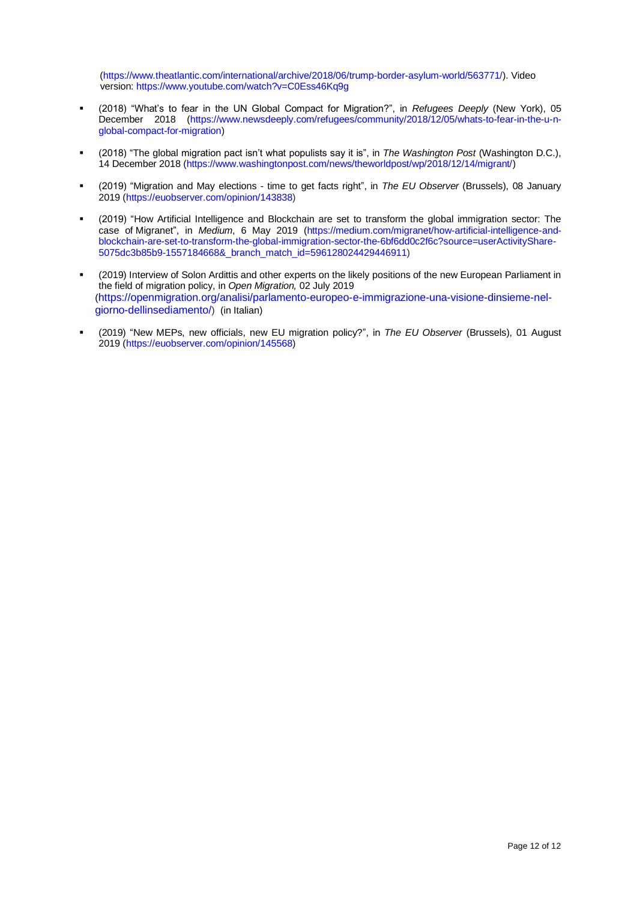(https://www.theatlantic.com/international/archive/2018/06/trump-border-asylum-world/563771/). Video version: https://www.youtube.com/watch?v=C0Ess46Kq9g

- (2018) "What's to fear in the UN Global Compact for Migration?", in *Refugees Deeply* (New York), 05 December 2018 (https://www.newsdeeply.com/refugees/community/2018/12/05/whats-to-fear-in-the-u-n-global-compact-for-migration)

- (2018) "The global migration pact isn't what populists say it is", in *The Washington Post* (Washington D.C.), 14 December 2018 (https://www.washingtonpost.com/news/theworldpost/wp/2018/12/14/migrant/)

- (2019) "Migration and May elections - time to get facts right", in *The EU Observer* (Brussels), 08 January 2019 (https://euobserver.com/opinion/143838)

- (2019) "How Artificial Intelligence and Blockchain are set to transform the global immigration sector: The case of Migranet", in *Medium*, 6 May 2019 (https://medium.com/migranet/how-artificial-intelligence-and-blockchain-are-set-to-transform-the-global-immigration-sector-the-6bf6dd0c2f6c?source=userActivityShare-5075dc3b85b9-1557184668&_branch_match_id=596128024429446911)

- (2019) Interview of Solon Ardittis and other experts on the likely positions of the new European Parliament in the field of migration policy, in *Open Migration,* 02 July 2019 (https://openmigration.org/analisi/parlamento-europeo-e-immigrazione-una-visione-dinsieme-nel-giorno-dellinsediamento/) (in Italian)

- (2019) "New MEPs, new officials, new EU migration policy?", in *The EU Observer* (Brussels), 01 August 2019 (https://euobserver.com/opinion/145568)